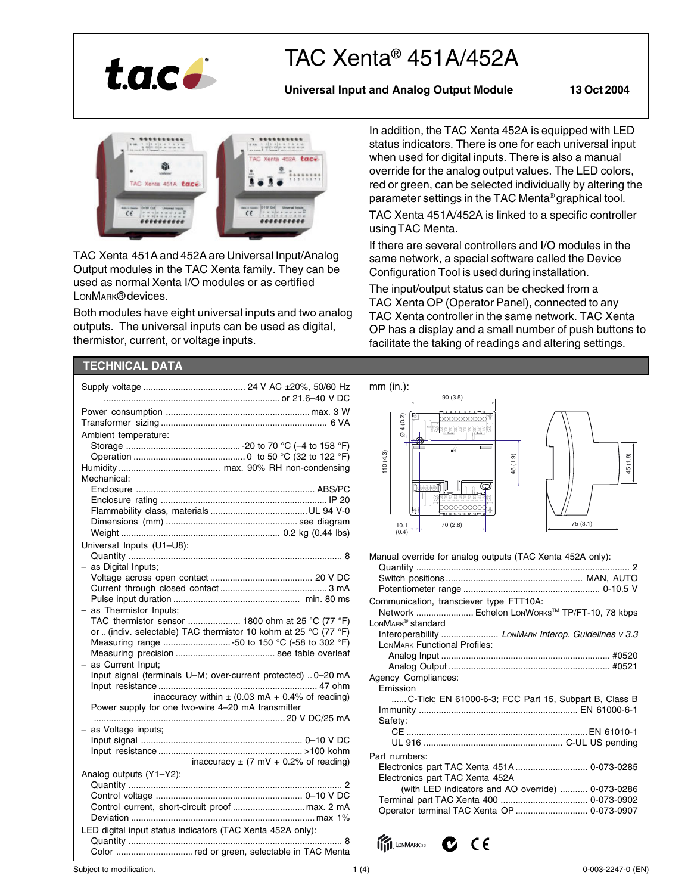# TAC Xenta® 451A/452A

**Universal Input and Analog Output Module** **13 Oct 2004**

TAC Xenta 451A and 452A are Universal Input/Analog Output modules in the TAC Xenta family. They can be used as normal Xenta I/O modules or as certified LonMark® devices.

Both modules have eight universal inputs and two analog outputs. The universal inputs can be used as digital, thermistor, current, or voltage inputs.

In addition, the TAC Xenta 452A is equipped with LED status indicators. There is one for each universal input when used for digital inputs. There is also a manual override for the analog output values. The LED colors, red or green, can be selected individually by altering the parameter settings in the TAC Menta® graphical tool.

TAC Xenta 451A/452A is linked to a specific controller using TAC Menta.

If there are several controllers and I/O modules in the same network, a special software called the Device Configuration Tool is used during installation.

The input/output status can be checked from a TAC Xenta OP (Operator Panel), connected to any TAC Xenta controller in the same network. TAC Xenta OP has a display and a small number of push buttons to facilitate the taking of readings and altering settings.

## TECHNICAL DATA

Supply voltage ........................................ 24 V AC ±20%, 50/60 Hz
........................................................................ or 21.6–40 V DC

Power consumption ........................................................ max. 3 W
Transformer sizing ................................................................ 6 VA

Ambient temperature:
- Storage ........................................ -20 to 70 °C (–4 to 158 °F)
- Operation ........................................ 0 to 50 °C (32 to 122 °F)

Humidity ........................................ max. 90% RH non-condensing

Mechanical:
- Enclosure ........................................................ ABS/PC
- Enclosure rating ........................................................ IP 20
- Flammability class, materials ........................................ UL 94 V-0
- Dimensions (mm) ........................................................ see diagram
- Weight ........................................................ 0.2 kg (0.44 lbs)

Universal Inputs (U1–U8):
- Quantity ........................................................ 8
- as Digital Inputs;
  - Voltage across open contact ........................................ 20 V DC
  - Current through closed contact ........................................ 3 mA
  - Pulse input duration ........................................ min. 80 ms
- as Thermistor Inputs;
  - TAC thermistor sensor ..................... 1800 ohm at 25 °C (77 °F)
  - or .. (indiv. selectable) TAC thermistor 10 kohm at 25 °C (77 °F)
  - Measuring range ........................ -50 to 150 °C (-58 to 302 °F)
  - Measuring precision ........................................ see table overleaf
- as Current Input;
  - Input signal (terminals U–M; over-current protected) .. 0–20 mA
  - Input resistance ........................................................ 47 ohm
  - inaccuracy within ± (0.03 mA + 0.4% of reading)
  - Power supply for one two-wire 4–20 mA transmitter ........................................................ 20 V DC/25 mA
- as Voltage inputs;
  - Input signal ........................................................ 0–10 V DC
  - Input resistance ........................................................ >100 kohm
  - inaccuracy ± (7 mV + 0.2% of reading)

Analog outputs (Y1–Y2):
- Quantity ........................................................ 2
- Control voltage ........................................................ 0–10 V DC
- Control current, short-circuit proof ........................ max. 2 mA
- Deviation ........................................................ max 1%

LED digital input status indicators (TAC Xenta 452A only):
- Quantity ........................................................ 8
- Color ........................ red or green, selectable in TAC Menta

mm (in.):

90 (3.5); Ø 4 (0.2); 110 (4.3); 48 (1.9); 45 (1.8); 10.1 (0.4); 70 (2.8); 75 (3.1)

Manual override for analog outputs (TAC Xenta 452A only):
- Quantity ........................................................ 2
- Switch positions ........................................................ MAN, AUTO
- Potentiometer range ........................................................ 0-10.5 V

Communication, transciever type FTT10A:
- Network ........................ Echelon LonWorks™ TP/FT-10, 78 kbps

LonMark® standard
- Interoperability ........................ *LonMark Interop. Guidelines v 3.3*
- LonMark Functional Profiles:
  - Analog Input ........................................................ #0520
  - Analog Output ........................................................ #0521

Agency Compliances:
- Emission
  - ...... C-Tick; EN 61000-6-3; FCC Part 15, Subpart B, Class B
- Immunity ........................................................ EN 61000-6-1
- Safety:
  - CE ........................................................ EN 61010-1
  - UL 916 ........................................................ C-UL US pending

Part numbers:
- Electronics part TAC Xenta 451A ........................ 0-073-0285
- Electronics part TAC Xenta 452A (with LED indicators and AO override) ........... 0-073-0286
- Terminal part TAC Xenta 400 ........................ 0-073-0902
- Operator terminal TAC Xenta OP ........................ 0-073-0907

Subject to modification. 0-003-2247-0 (EN)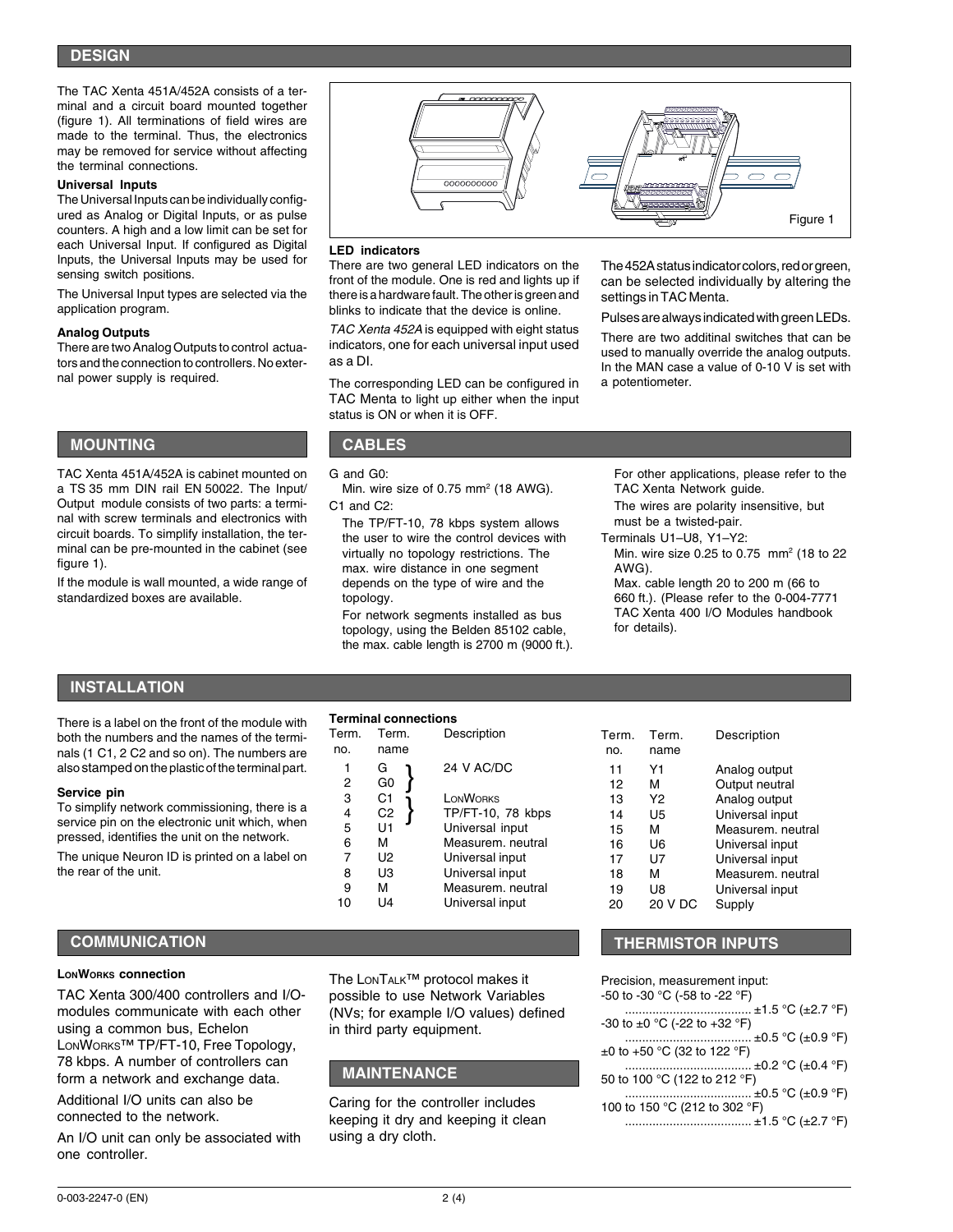## DESIGN

The TAC Xenta 451A/452A consists of a terminal and a circuit board mounted together (figure 1). All terminations of field wires are made to the terminal. Thus, the electronics may be removed for service without affecting the terminal connections.

**Universal Inputs**

The Universal Inputs can be individually configured as Analog or Digital Inputs, or as pulse counters. A high and a low limit can be set for each Universal Input. If configured as Digital Inputs, the Universal Inputs may be used for sensing switch positions.

The Universal Input types are selected via the application program.

**Analog Outputs**

There are two Analog Outputs to control actuators and the connection to controllers. No external power supply is required.

Figure 1

**LED indicators**

There are two general LED indicators on the front of the module. One is red and lights up if there is a hardware fault. The other is green and blinks to indicate that the device is online.

*TAC Xenta 452A* is equipped with eight status indicators, one for each universal input used as a DI.

The corresponding LED can be configured in TAC Menta to light up either when the input status is ON or when it is OFF.

The 452A status indicator colors, red or green, can be selected individually by altering the settings in TAC Menta.

Pulses are always indicated with green LEDs.

There are two additinal switches that can be used to manually override the analog outputs. In the MAN case a value of 0-10 V is set with a potentiometer.

## MOUNTING

TAC Xenta 451A/452A is cabinet mounted on a TS 35 mm DIN rail EN 50022. The Input/Output module consists of two parts: a terminal with screw terminals and electronics with circuit boards. To simplify installation, the terminal can be pre-mounted in the cabinet (see figure 1).

If the module is wall mounted, a wide range of standardized boxes are available.

## CABLES

G and G0:
Min. wire size of 0.75 mm² (18 AWG).

C1 and C2:
The TP/FT-10, 78 kbps system allows the user to wire the control devices with virtually no topology restrictions. The max. wire distance in one segment depends on the type of wire and the topology.

For network segments installed as bus topology, using the Belden 85102 cable, the max. cable length is 2700 m (9000 ft.).

For other applications, please refer to the TAC Xenta Network guide.

The wires are polarity insensitive, but must be a twisted-pair.

Terminals U1–U8, Y1–Y2:
Min. wire size 0.25 to 0.75 mm² (18 to 22 AWG).
Max. cable length 20 to 200 m (66 to 660 ft.). (Please refer to the 0-004-7771 TAC Xenta 400 I/O Modules handbook for details).

## INSTALLATION

There is a label on the front of the module with both the numbers and the names of the terminals (1 C1, 2 C2 and so on). The numbers are also stamped on the plastic of the terminal part.

**Service pin**

To simplify network commissioning, there is a service pin on the electronic unit which, when pressed, identifies the unit on the network.

The unique Neuron ID is printed on a label on the rear of the unit.

**Terminal connections**

| Term. no. | Term. name | Description |
|---|---|---|
| 1 | G | 24 V AC/DC |
| 2 | G0 | |
| 3 | C1 | LonWorks TP/FT-10, 78 kbps |
| 4 | C2 | |
| 5 | U1 | Universal input |
| 6 | M | Measurem. neutral |
| 7 | U2 | Universal input |
| 8 | U3 | Universal input |
| 9 | M | Measurem. neutral |
| 10 | U4 | Universal input |
| 11 | Y1 | Analog output |
| 12 | M | Output neutral |
| 13 | Y2 | Analog output |
| 14 | U5 | Universal input |
| 15 | M | Measurem. neutral |
| 16 | U6 | Universal input |
| 17 | U7 | Universal input |
| 18 | M | Measurem. neutral |
| 19 | U8 | Universal input |
| 20 | 20 V DC | Supply |

## COMMUNICATION

**LonWorks connection**

TAC Xenta 300/400 controllers and I/O-modules communicate with each other using a common bus, Echelon LonWorks™ TP/FT-10, Free Topology, 78 kbps. A number of controllers can form a network and exchange data.

Additional I/O units can also be connected to the network.

An I/O unit can only be associated with one controller.

The LonTalk™ protocol makes it possible to use Network Variables (NVs; for example I/O values) defined in third party equipment.

## MAINTENANCE

Caring for the controller includes keeping it dry and keeping it clean using a dry cloth.

## THERMISTOR INPUTS

Precision, measurement input:

| Range | Precision |
|---|---|
| -50 to -30 °C (-58 to -22 °F) | ±1.5 °C (±2.7 °F) |
| -30 to ±0 °C (-22 to +32 °F) | ±0.5 °C (±0.9 °F) |
| ±0 to +50 °C (32 to 122 °F) | ±0.2 °C (±0.4 °F) |
| 50 to 100 °C (122 to 212 °F) | ±0.5 °C (±0.9 °F) |
| 100 to 150 °C (212 to 302 °F) | ±1.5 °C (±2.7 °F) |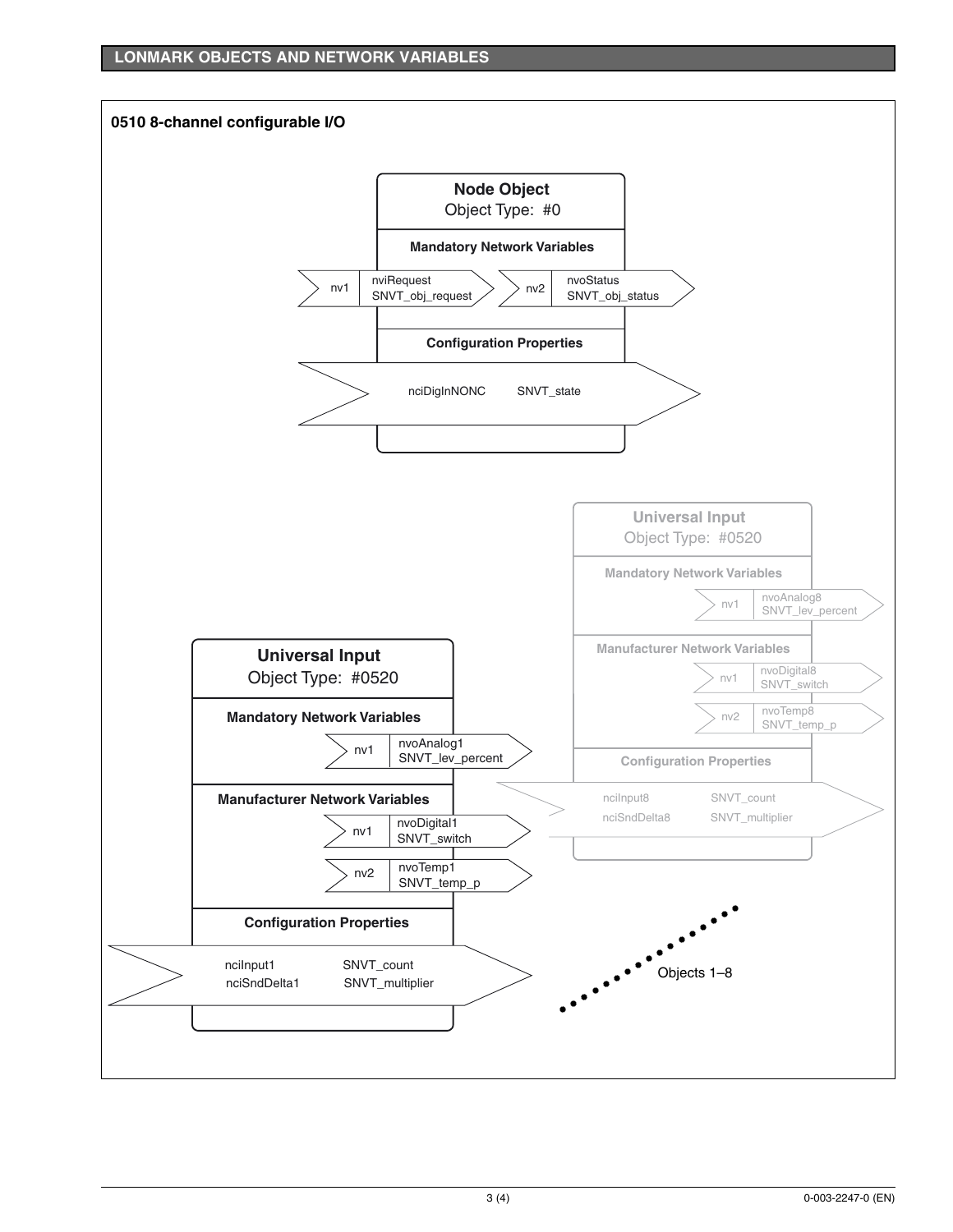## LONMARK OBJECTS AND NETWORK VARIABLES

### 0510 8-channel configurable I/O

**Node Object**
Object Type: #0

**Mandatory Network Variables**

| nv | Name | Type |
|---|---|---|
| nv1 | nviRequest | SNVT_obj_request |
| nv2 | nvoStatus | SNVT_obj_status |

**Configuration Properties**

| Name | Type |
|---|---|
| nciDigInNONC | SNVT_state |

**Universal Input**
Object Type: #0520

**Mandatory Network Variables**

| nv | Name | Type |
|---|---|---|
| nv1 | nvoAnalog1 | SNVT_lev_percent |

**Manufacturer Network Variables**

| nv | Name | Type |
|---|---|---|
| nv1 | nvoDigital1 | SNVT_switch |
| nv2 | nvoTemp1 | SNVT_temp_p |

**Configuration Properties**

| Name | Type |
|---|---|
| nciInput1 | SNVT_count |
| nciSndDelta1 | SNVT_multiplier |

**Universal Input**
Object Type: #0520

**Mandatory Network Variables**

| nv | Name | Type |
|---|---|---|
| nv1 | nvoAnalog8 | SNVT_lev_percent |

**Manufacturer Network Variables**

| nv | Name | Type |
|---|---|---|
| nv1 | nvoDigital8 | SNVT_switch |
| nv2 | nvoTemp8 | SNVT_temp_p |

**Configuration Properties**

| Name | Type |
|---|---|
| nciInput8 | SNVT_count |
| nciSndDelta8 | SNVT_multiplier |

Objects 1–8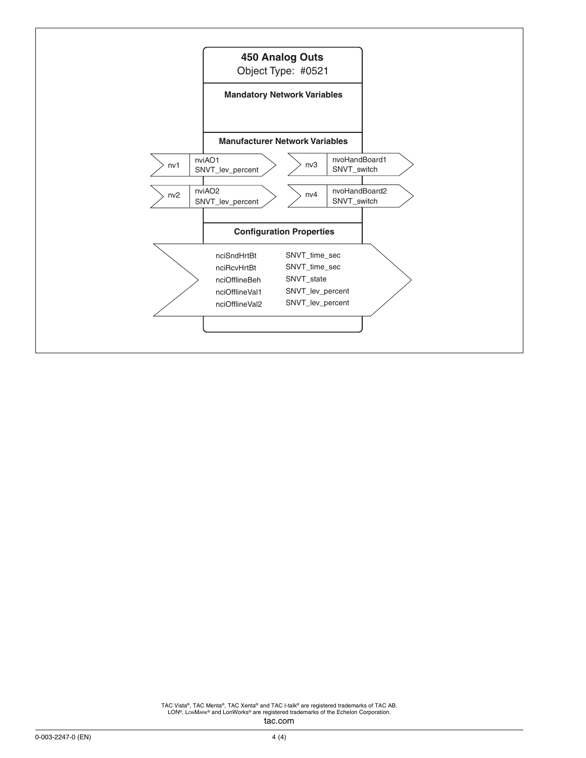**450 Analog Outs**

Object Type: #0521

**Mandatory Network Variables**

**Manufacturer Network Variables**

nv1 nviAO1 SNVT_lev_percent

nv2 nviAO2 SNVT_lev_percent

nv3 nvoHandBoard1 SNVT_switch

nv4 nvoHandBoard2 SNVT_switch

**Configuration Properties**

nciSndHrtBt SNVT_time_sec
nciRcvHrtBt SNVT_time_sec
nciOfflineBeh SNVT_state
nciOfflineVal1 SNVT_lev_percent
nciOfflineVal2 SNVT_lev_percent

TAC Vista®, TAC Menta®, TAC Xenta® and TAC I-talk® are registered trademarks of TAC AB.
LON®, LonMark® and LonWorks® are registered trademarks of the Echelon Corporation.

tac.com

0-003-2247-0 (EN)